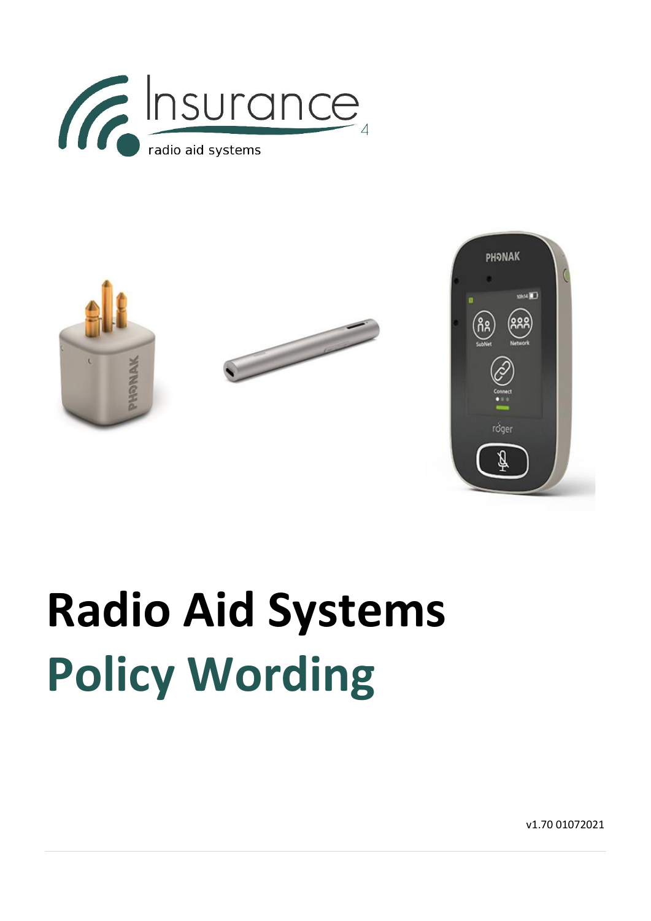Insurance 4

radio aid systems

# Radio Aid Systems

# Policy Wording

v1.70 01072021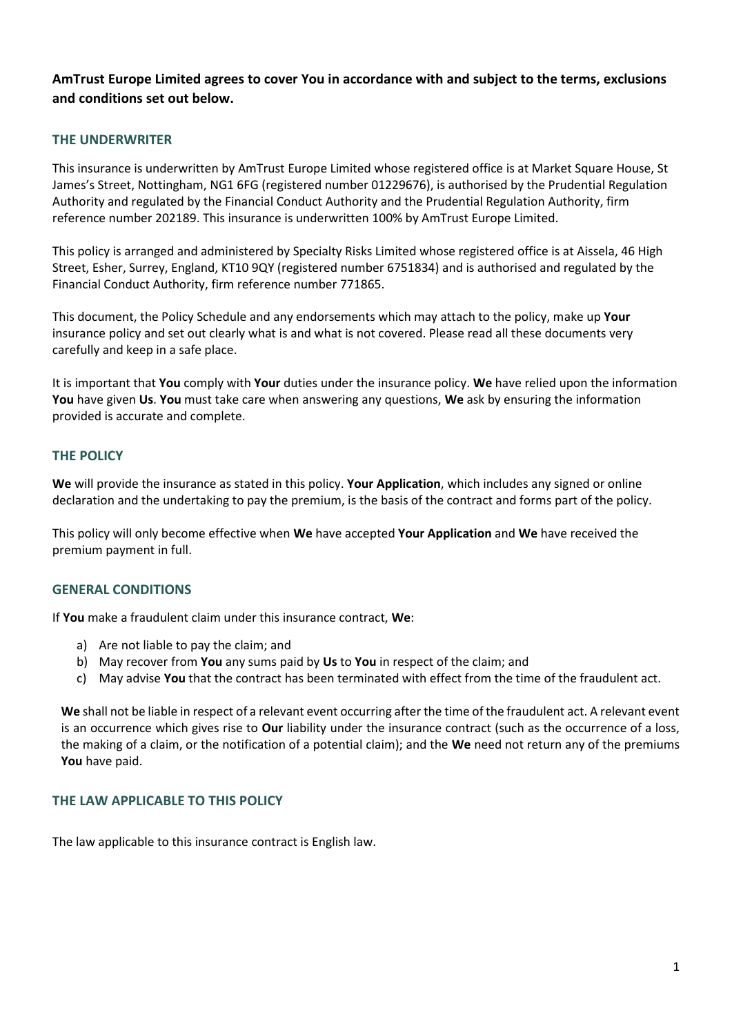**AmTrust Europe Limited agrees to cover You in accordance with and subject to the terms, exclusions and conditions set out below.**

## THE UNDERWRITER

This insurance is underwritten by AmTrust Europe Limited whose registered office is at Market Square House, St James's Street, Nottingham, NG1 6FG (registered number 01229676), is authorised by the Prudential Regulation Authority and regulated by the Financial Conduct Authority and the Prudential Regulation Authority, firm reference number 202189. This insurance is underwritten 100% by AmTrust Europe Limited.

This policy is arranged and administered by Specialty Risks Limited whose registered office is at Aissela, 46 High Street, Esher, Surrey, England, KT10 9QY (registered number 6751834) and is authorised and regulated by the Financial Conduct Authority, firm reference number 771865.

This document, the Policy Schedule and any endorsements which may attach to the policy, make up **Your** insurance policy and set out clearly what is and what is not covered. Please read all these documents very carefully and keep in a safe place.

It is important that **You** comply with **Your** duties under the insurance policy. **We** have relied upon the information **You** have given **Us**. **You** must take care when answering any questions, **We** ask by ensuring the information provided is accurate and complete.

## THE POLICY

**We** will provide the insurance as stated in this policy. **Your Application**, which includes any signed or online declaration and the undertaking to pay the premium, is the basis of the contract and forms part of the policy.

This policy will only become effective when **We** have accepted **Your Application** and **We** have received the premium payment in full.

## GENERAL CONDITIONS

If **You** make a fraudulent claim under this insurance contract, **We**:

a) Are not liable to pay the claim; and
b) May recover from **You** any sums paid by **Us** to **You** in respect of the claim; and
c) May advise **You** that the contract has been terminated with effect from the time of the fraudulent act.

**We** shall not be liable in respect of a relevant event occurring after the time of the fraudulent act. A relevant event is an occurrence which gives rise to **Our** liability under the insurance contract (such as the occurrence of a loss, the making of a claim, or the notification of a potential claim); and the **We** need not return any of the premiums **You** have paid.

## THE LAW APPLICABLE TO THIS POLICY

The law applicable to this insurance contract is English law.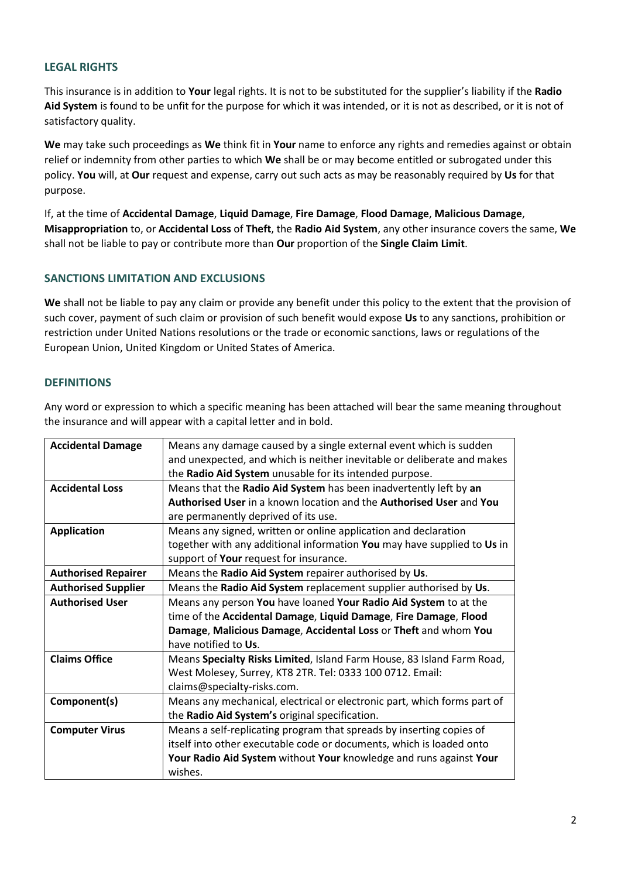## LEGAL RIGHTS

This insurance is in addition to **Your** legal rights. It is not to be substituted for the supplier's liability if the **Radio Aid System** is found to be unfit for the purpose for which it was intended, or it is not as described, or it is not of satisfactory quality.

**We** may take such proceedings as **We** think fit in **Your** name to enforce any rights and remedies against or obtain relief or indemnity from other parties to which **We** shall be or may become entitled or subrogated under this policy. **You** will, at **Our** request and expense, carry out such acts as may be reasonably required by **Us** for that purpose.

If, at the time of **Accidental Damage**, **Liquid Damage**, **Fire Damage**, **Flood Damage**, **Malicious Damage**, **Misappropriation** to, or **Accidental Loss** of **Theft**, the **Radio Aid System**, any other insurance covers the same, **We** shall not be liable to pay or contribute more than **Our** proportion of the **Single Claim Limit**.

## SANCTIONS LIMITATION AND EXCLUSIONS

**We** shall not be liable to pay any claim or provide any benefit under this policy to the extent that the provision of such cover, payment of such claim or provision of such benefit would expose **Us** to any sanctions, prohibition or restriction under United Nations resolutions or the trade or economic sanctions, laws or regulations of the European Union, United Kingdom or United States of America.

## DEFINITIONS

Any word or expression to which a specific meaning has been attached will bear the same meaning throughout the insurance and will appear with a capital letter and in bold.

| | |
|---|---|
| **Accidental Damage** | Means any damage caused by a single external event which is sudden and unexpected, and which is neither inevitable or deliberate and makes the **Radio Aid System** unusable for its intended purpose. |
| **Accidental Loss** | Means that the **Radio Aid System** has been inadvertently left by **an Authorised User** in a known location and the **Authorised User** and **You** are permanently deprived of its use. |
| **Application** | Means any signed, written or online application and declaration together with any additional information **You** may have supplied to **Us** in support of **Your** request for insurance. |
| **Authorised Repairer** | Means the **Radio Aid System** repairer authorised by **Us**. |
| **Authorised Supplier** | Means the **Radio Aid System** replacement supplier authorised by **Us**. |
| **Authorised User** | Means any person **You** have loaned **Your Radio Aid System** to at the time of the **Accidental Damage**, **Liquid Damage**, **Fire Damage**, **Flood Damage**, **Malicious Damage**, **Accidental Loss** or **Theft** and whom **You** have notified to **Us**. |
| **Claims Office** | Means **Specialty Risks Limited**, Island Farm House, 83 Island Farm Road, West Molesey, Surrey, KT8 2TR. Tel: 0333 100 0712. Email: claims@specialty-risks.com. |
| **Component(s)** | Means any mechanical, electrical or electronic part, which forms part of the **Radio Aid System's** original specification. |
| **Computer Virus** | Means a self-replicating program that spreads by inserting copies of itself into other executable code or documents, which is loaded onto **Your Radio Aid System** without **Your** knowledge and runs against **Your** wishes. |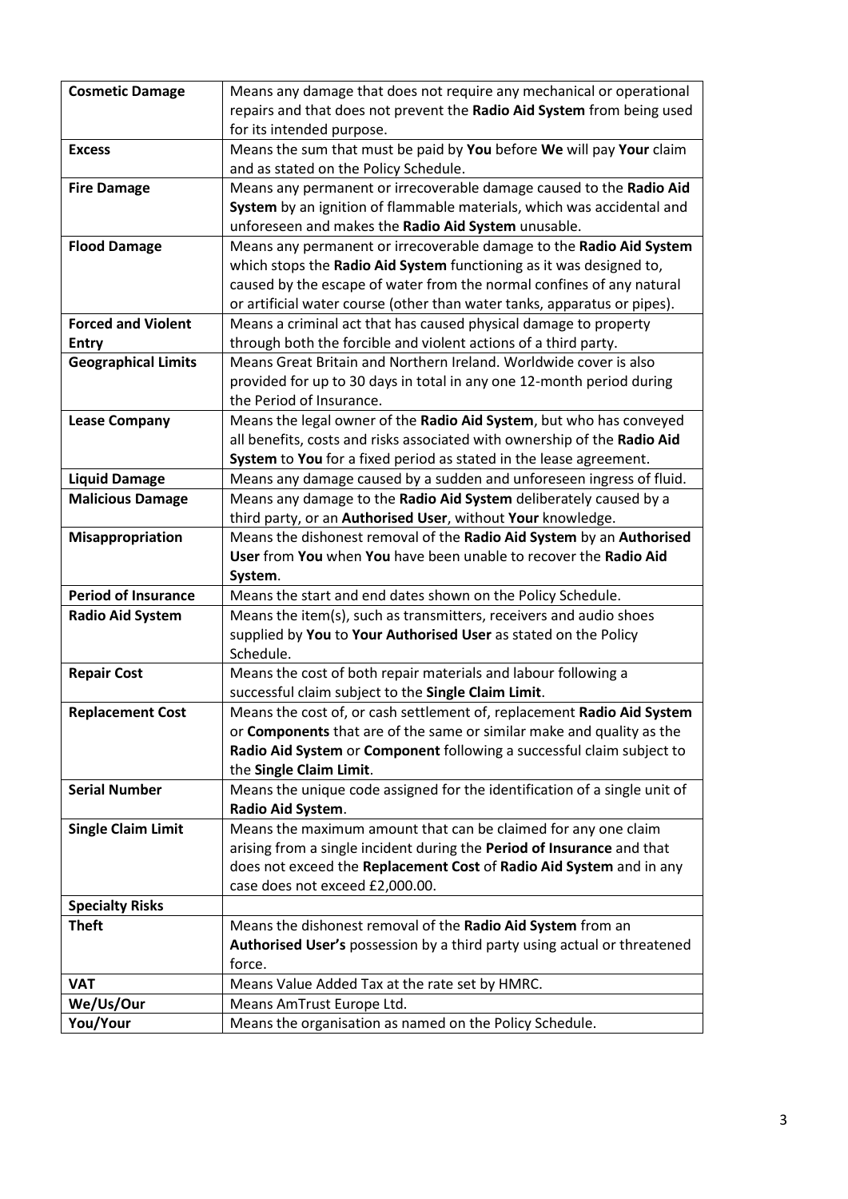| | |
|---|---|
| **Cosmetic Damage** | Means any damage that does not require any mechanical or operational repairs and that does not prevent the **Radio Aid System** from being used for its intended purpose. |
| **Excess** | Means the sum that must be paid by **You** before **We** will pay **Your** claim and as stated on the Policy Schedule. |
| **Fire Damage** | Means any permanent or irrecoverable damage caused to the **Radio Aid System** by an ignition of flammable materials, which was accidental and unforeseen and makes the **Radio Aid System** unusable. |
| **Flood Damage** | Means any permanent or irrecoverable damage to the **Radio Aid System** which stops the **Radio Aid System** functioning as it was designed to, caused by the escape of water from the normal confines of any natural or artificial water course (other than water tanks, apparatus or pipes). |
| **Forced and Violent Entry** | Means a criminal act that has caused physical damage to property through both the forcible and violent actions of a third party. |
| **Geographical Limits** | Means Great Britain and Northern Ireland. Worldwide cover is also provided for up to 30 days in total in any one 12-month period during the Period of Insurance. |
| **Lease Company** | Means the legal owner of the **Radio Aid System**, but who has conveyed all benefits, costs and risks associated with ownership of the **Radio Aid System** to **You** for a fixed period as stated in the lease agreement. |
| **Liquid Damage** | Means any damage caused by a sudden and unforeseen ingress of fluid. |
| **Malicious Damage** | Means any damage to the **Radio Aid System** deliberately caused by a third party, or an **Authorised User**, without **Your** knowledge. |
| **Misappropriation** | Means the dishonest removal of the **Radio Aid System** by an **Authorised User** from **You** when **You** have been unable to recover the **Radio Aid System**. |
| **Period of Insurance** | Means the start and end dates shown on the Policy Schedule. |
| **Radio Aid System** | Means the item(s), such as transmitters, receivers and audio shoes supplied by **You** to **Your Authorised User** as stated on the Policy Schedule. |
| **Repair Cost** | Means the cost of both repair materials and labour following a successful claim subject to the **Single Claim Limit**. |
| **Replacement Cost** | Means the cost of, or cash settlement of, replacement **Radio Aid System** or **Components** that are of the same or similar make and quality as the **Radio Aid System** or **Component** following a successful claim subject to the **Single Claim Limit**. |
| **Serial Number** | Means the unique code assigned for the identification of a single unit of **Radio Aid System**. |
| **Single Claim Limit** | Means the maximum amount that can be claimed for any one claim arising from a single incident during the **Period of Insurance** and that does not exceed the **Replacement Cost** of **Radio Aid System** and in any case does not exceed £2,000.00. |
| **Specialty Risks** | |
| **Theft** | Means the dishonest removal of the **Radio Aid System** from an **Authorised User's** possession by a third party using actual or threatened force. |
| **VAT** | Means Value Added Tax at the rate set by HMRC. |
| **We/Us/Our** | Means AmTrust Europe Ltd. |
| **You/Your** | Means the organisation as named on the Policy Schedule. |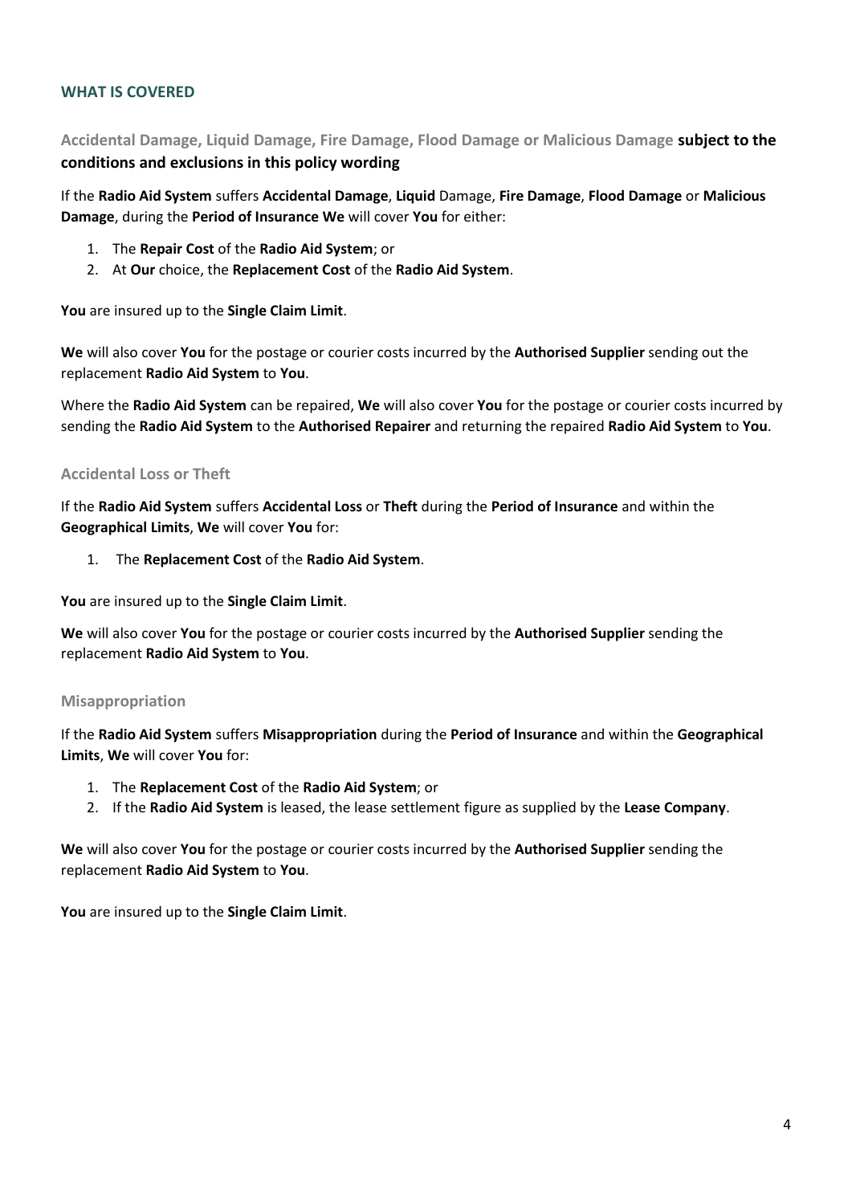## WHAT IS COVERED

### Accidental Damage, Liquid Damage, Fire Damage, Flood Damage or Malicious Damage **subject to the conditions and exclusions in this policy wording**

If the **Radio Aid System** suffers **Accidental Damage**, **Liquid** Damage, **Fire Damage**, **Flood Damage** or **Malicious Damage**, during the **Period of Insurance We** will cover **You** for either:

1. The **Repair Cost** of the **Radio Aid System**; or
2. At **Our** choice, the **Replacement Cost** of the **Radio Aid System**.

**You** are insured up to the **Single Claim Limit**.

**We** will also cover **You** for the postage or courier costs incurred by the **Authorised Supplier** sending out the replacement **Radio Aid System** to **You**.

Where the **Radio Aid System** can be repaired, **We** will also cover **You** for the postage or courier costs incurred by sending the **Radio Aid System** to the **Authorised Repairer** and returning the repaired **Radio Aid System** to **You**.

### Accidental Loss or Theft

If the **Radio Aid System** suffers **Accidental Loss** or **Theft** during the **Period of Insurance** and within the **Geographical Limits**, **We** will cover **You** for:

1. The **Replacement Cost** of the **Radio Aid System**.

**You** are insured up to the **Single Claim Limit**.

**We** will also cover **You** for the postage or courier costs incurred by the **Authorised Supplier** sending the replacement **Radio Aid System** to **You**.

### Misappropriation

If the **Radio Aid System** suffers **Misappropriation** during the **Period of Insurance** and within the **Geographical Limits**, **We** will cover **You** for:

1. The **Replacement Cost** of the **Radio Aid System**; or
2. If the **Radio Aid System** is leased, the lease settlement figure as supplied by the **Lease Company**.

**We** will also cover **You** for the postage or courier costs incurred by the **Authorised Supplier** sending the replacement **Radio Aid System** to **You**.

**You** are insured up to the **Single Claim Limit**.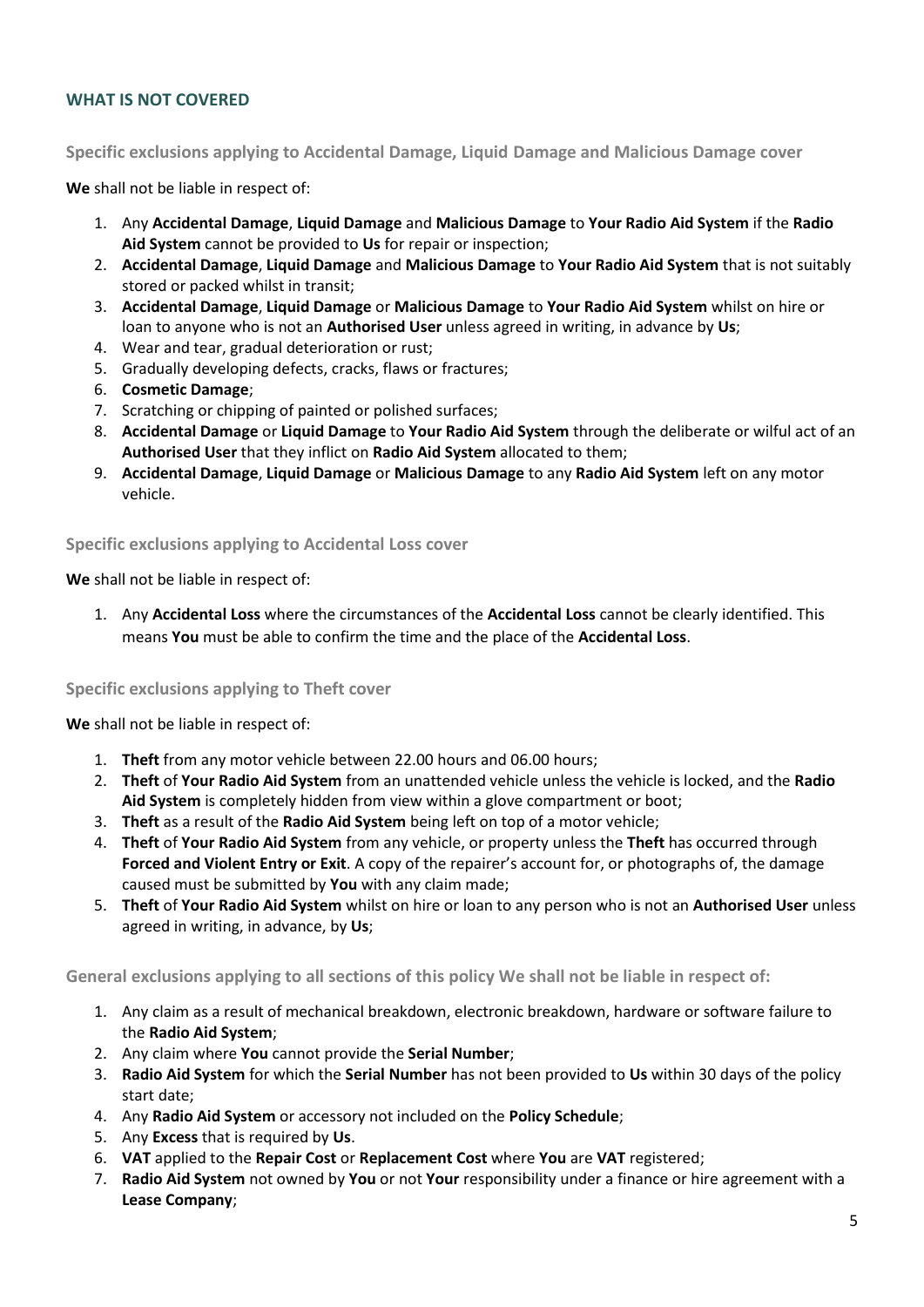## WHAT IS NOT COVERED

### Specific exclusions applying to Accidental Damage, Liquid Damage and Malicious Damage cover

**We** shall not be liable in respect of:

1. Any **Accidental Damage**, **Liquid Damage** and **Malicious Damage** to **Your Radio Aid System** if the **Radio Aid System** cannot be provided to **Us** for repair or inspection;
2. **Accidental Damage**, **Liquid Damage** and **Malicious Damage** to **Your Radio Aid System** that is not suitably stored or packed whilst in transit;
3. **Accidental Damage**, **Liquid Damage** or **Malicious Damage** to **Your Radio Aid System** whilst on hire or loan to anyone who is not an **Authorised User** unless agreed in writing, in advance by **Us**;
4. Wear and tear, gradual deterioration or rust;
5. Gradually developing defects, cracks, flaws or fractures;
6. **Cosmetic Damage**;
7. Scratching or chipping of painted or polished surfaces;
8. **Accidental Damage** or **Liquid Damage** to **Your Radio Aid System** through the deliberate or wilful act of an **Authorised User** that they inflict on **Radio Aid System** allocated to them;
9. **Accidental Damage**, **Liquid Damage** or **Malicious Damage** to any **Radio Aid System** left on any motor vehicle.

### Specific exclusions applying to Accidental Loss cover

**We** shall not be liable in respect of:

1. Any **Accidental Loss** where the circumstances of the **Accidental Loss** cannot be clearly identified. This means **You** must be able to confirm the time and the place of the **Accidental Loss**.

### Specific exclusions applying to Theft cover

**We** shall not be liable in respect of:

1. **Theft** from any motor vehicle between 22.00 hours and 06.00 hours;
2. **Theft** of **Your Radio Aid System** from an unattended vehicle unless the vehicle is locked, and the **Radio Aid System** is completely hidden from view within a glove compartment or boot;
3. **Theft** as a result of the **Radio Aid System** being left on top of a motor vehicle;
4. **Theft** of **Your Radio Aid System** from any vehicle, or property unless the **Theft** has occurred through **Forced and Violent Entry or Exit**. A copy of the repairer's account for, or photographs of, the damage caused must be submitted by **You** with any claim made;
5. **Theft** of **Your Radio Aid System** whilst on hire or loan to any person who is not an **Authorised User** unless agreed in writing, in advance, by **Us**;

### General exclusions applying to all sections of this policy We shall not be liable in respect of:

1. Any claim as a result of mechanical breakdown, electronic breakdown, hardware or software failure to the **Radio Aid System**;
2. Any claim where **You** cannot provide the **Serial Number**;
3. **Radio Aid System** for which the **Serial Number** has not been provided to **Us** within 30 days of the policy start date;
4. Any **Radio Aid System** or accessory not included on the **Policy Schedule**;
5. Any **Excess** that is required by **Us**.
6. **VAT** applied to the **Repair Cost** or **Replacement Cost** where **You** are **VAT** registered;
7. **Radio Aid System** not owned by **You** or not **Your** responsibility under a finance or hire agreement with a **Lease Company**;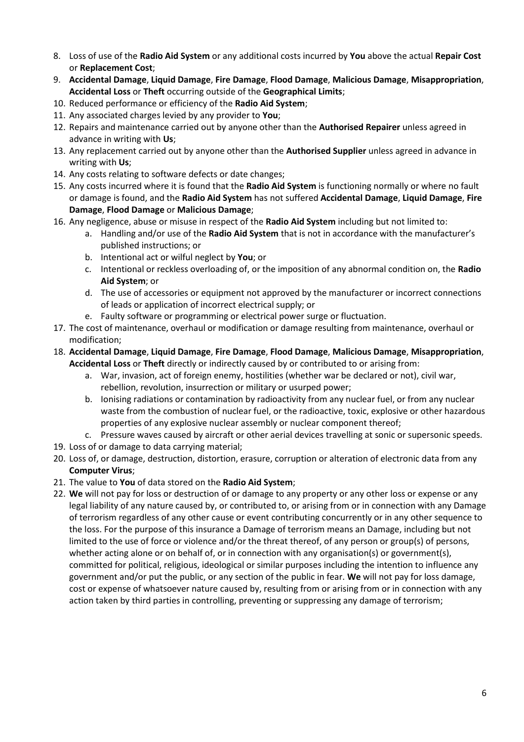8. Loss of use of the **Radio Aid System** or any additional costs incurred by **You** above the actual **Repair Cost** or **Replacement Cost**;
9. **Accidental Damage**, **Liquid Damage**, **Fire Damage**, **Flood Damage**, **Malicious Damage**, **Misappropriation**, **Accidental Loss** or **Theft** occurring outside of the **Geographical Limits**;
10. Reduced performance or efficiency of the **Radio Aid System**;
11. Any associated charges levied by any provider to **You**;
12. Repairs and maintenance carried out by anyone other than the **Authorised Repairer** unless agreed in advance in writing with **Us**;
13. Any replacement carried out by anyone other than the **Authorised Supplier** unless agreed in advance in writing with **Us**;
14. Any costs relating to software defects or date changes;
15. Any costs incurred where it is found that the **Radio Aid System** is functioning normally or where no fault or damage is found, and the **Radio Aid System** has not suffered **Accidental Damage**, **Liquid Damage**, **Fire Damage**, **Flood Damage** or **Malicious Damage**;
16. Any negligence, abuse or misuse in respect of the **Radio Aid System** including but not limited to:
    a. Handling and/or use of the **Radio Aid System** that is not in accordance with the manufacturer's published instructions; or
    b. Intentional act or wilful neglect by **You**; or
    c. Intentional or reckless overloading of, or the imposition of any abnormal condition on, the **Radio Aid System**; or
    d. The use of accessories or equipment not approved by the manufacturer or incorrect connections of leads or application of incorrect electrical supply; or
    e. Faulty software or programming or electrical power surge or fluctuation.
17. The cost of maintenance, overhaul or modification or damage resulting from maintenance, overhaul or modification;
18. **Accidental Damage**, **Liquid Damage**, **Fire Damage**, **Flood Damage**, **Malicious Damage**, **Misappropriation**, **Accidental Loss** or **Theft** directly or indirectly caused by or contributed to or arising from:
    a. War, invasion, act of foreign enemy, hostilities (whether war be declared or not), civil war, rebellion, revolution, insurrection or military or usurped power;
    b. Ionising radiations or contamination by radioactivity from any nuclear fuel, or from any nuclear waste from the combustion of nuclear fuel, or the radioactive, toxic, explosive or other hazardous properties of any explosive nuclear assembly or nuclear component thereof;
    c. Pressure waves caused by aircraft or other aerial devices travelling at sonic or supersonic speeds.
19. Loss of or damage to data carrying material;
20. Loss of, or damage, destruction, distortion, erasure, corruption or alteration of electronic data from any **Computer Virus**;
21. The value to **You** of data stored on the **Radio Aid System**;
22. **We** will not pay for loss or destruction of or damage to any property or any other loss or expense or any legal liability of any nature caused by, or contributed to, or arising from or in connection with any Damage of terrorism regardless of any other cause or event contributing concurrently or in any other sequence to the loss. For the purpose of this insurance a Damage of terrorism means an Damage, including but not limited to the use of force or violence and/or the threat thereof, of any person or group(s) of persons, whether acting alone or on behalf of, or in connection with any organisation(s) or government(s), committed for political, religious, ideological or similar purposes including the intention to influence any government and/or put the public, or any section of the public in fear. **We** will not pay for loss damage, cost or expense of whatsoever nature caused by, resulting from or arising from or in connection with any action taken by third parties in controlling, preventing or suppressing any damage of terrorism;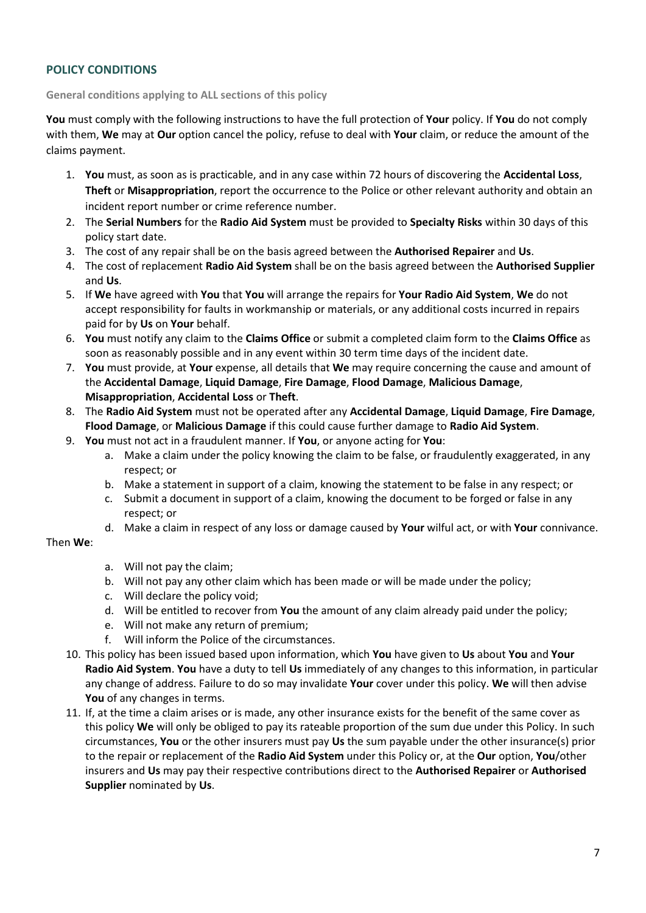## POLICY CONDITIONS

**General conditions applying to ALL sections of this policy**

**You** must comply with the following instructions to have the full protection of **Your** policy. If **You** do not comply with them, **We** may at **Our** option cancel the policy, refuse to deal with **Your** claim, or reduce the amount of the claims payment.

1. **You** must, as soon as is practicable, and in any case within 72 hours of discovering the **Accidental Loss**, **Theft** or **Misappropriation**, report the occurrence to the Police or other relevant authority and obtain an incident report number or crime reference number.
2. The **Serial Numbers** for the **Radio Aid System** must be provided to **Specialty Risks** within 30 days of this policy start date.
3. The cost of any repair shall be on the basis agreed between the **Authorised Repairer** and **Us**.
4. The cost of replacement **Radio Aid System** shall be on the basis agreed between the **Authorised Supplier** and **Us**.
5. If **We** have agreed with **You** that **You** will arrange the repairs for **Your Radio Aid System**, **We** do not accept responsibility for faults in workmanship or materials, or any additional costs incurred in repairs paid for by **Us** on **Your** behalf.
6. **You** must notify any claim to the **Claims Office** or submit a completed claim form to the **Claims Office** as soon as reasonably possible and in any event within 30 term time days of the incident date.
7. **You** must provide, at **Your** expense, all details that **We** may require concerning the cause and amount of the **Accidental Damage**, **Liquid Damage**, **Fire Damage**, **Flood Damage**, **Malicious Damage**, **Misappropriation**, **Accidental Loss** or **Theft**.
8. The **Radio Aid System** must not be operated after any **Accidental Damage**, **Liquid Damage**, **Fire Damage**, **Flood Damage**, or **Malicious Damage** if this could cause further damage to **Radio Aid System**.
9. **You** must not act in a fraudulent manner. If **You**, or anyone acting for **You**:
    a. Make a claim under the policy knowing the claim to be false, or fraudulently exaggerated, in any respect; or
    b. Make a statement in support of a claim, knowing the statement to be false in any respect; or
    c. Submit a document in support of a claim, knowing the document to be forged or false in any respect; or
    d. Make a claim in respect of any loss or damage caused by **Your** wilful act, or with **Your** connivance.

   Then **We**:

    a. Will not pay the claim;
    b. Will not pay any other claim which has been made or will be made under the policy;
    c. Will declare the policy void;
    d. Will be entitled to recover from **You** the amount of any claim already paid under the policy;
    e. Will not make any return of premium;
    f. Will inform the Police of the circumstances.
10. This policy has been issued based upon information, which **You** have given to **Us** about **You** and **Your Radio Aid System**. **You** have a duty to tell **Us** immediately of any changes to this information, in particular any change of address. Failure to do so may invalidate **Your** cover under this policy. **We** will then advise **You** of any changes in terms.
11. If, at the time a claim arises or is made, any other insurance exists for the benefit of the same cover as this policy **We** will only be obliged to pay its rateable proportion of the sum due under this Policy. In such circumstances, **You** or the other insurers must pay **Us** the sum payable under the other insurance(s) prior to the repair or replacement of the **Radio Aid System** under this Policy or, at the **Our** option, **You**/other insurers and **Us** may pay their respective contributions direct to the **Authorised Repairer** or **Authorised Supplier** nominated by **Us**.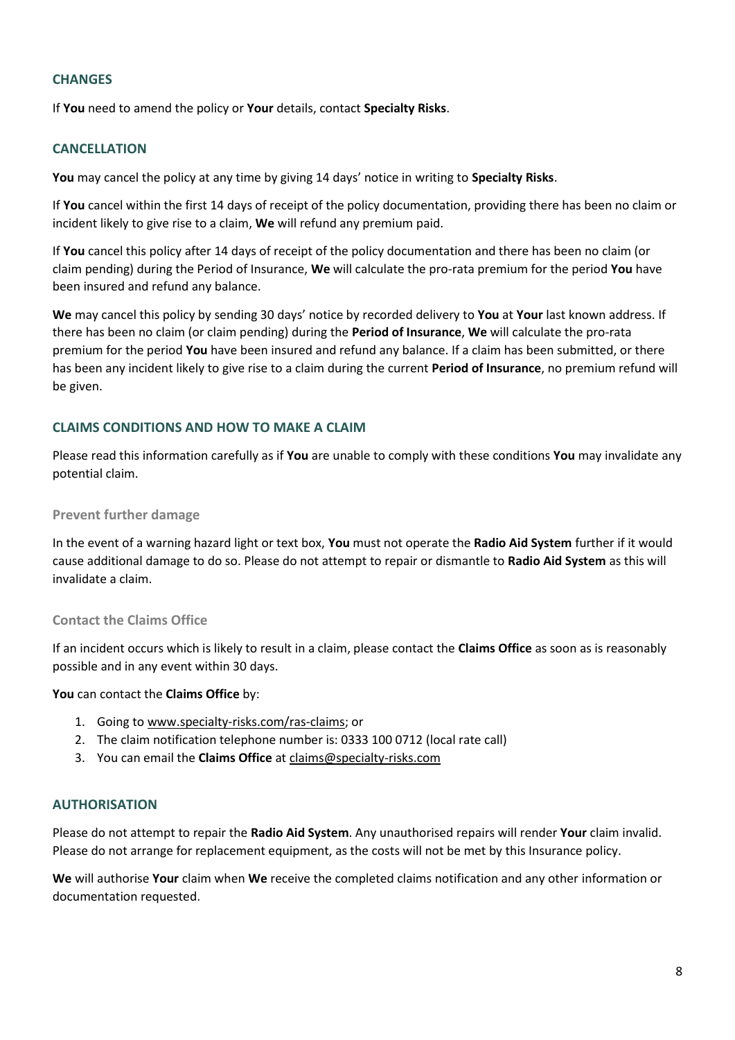## CHANGES

If **You** need to amend the policy or **Your** details, contact **Specialty Risks**.

## CANCELLATION

**You** may cancel the policy at any time by giving 14 days' notice in writing to **Specialty Risks**.

If **You** cancel within the first 14 days of receipt of the policy documentation, providing there has been no claim or incident likely to give rise to a claim, **We** will refund any premium paid.

If **You** cancel this policy after 14 days of receipt of the policy documentation and there has been no claim (or claim pending) during the Period of Insurance, **We** will calculate the pro-rata premium for the period **You** have been insured and refund any balance.

**We** may cancel this policy by sending 30 days' notice by recorded delivery to **You** at **Your** last known address. If there has been no claim (or claim pending) during the **Period of Insurance**, **We** will calculate the pro-rata premium for the period **You** have been insured and refund any balance. If a claim has been submitted, or there has been any incident likely to give rise to a claim during the current **Period of Insurance**, no premium refund will be given.

## CLAIMS CONDITIONS AND HOW TO MAKE A CLAIM

Please read this information carefully as if **You** are unable to comply with these conditions **You** may invalidate any potential claim.

### Prevent further damage

In the event of a warning hazard light or text box, **You** must not operate the **Radio Aid System** further if it would cause additional damage to do so. Please do not attempt to repair or dismantle to **Radio Aid System** as this will invalidate a claim.

### Contact the Claims Office

If an incident occurs which is likely to result in a claim, please contact the **Claims Office** as soon as is reasonably possible and in any event within 30 days.

**You** can contact the **Claims Office** by:

1. Going to www.specialty-risks.com/ras-claims; or
2. The claim notification telephone number is: 0333 100 0712 (local rate call)
3. You can email the **Claims Office** at claims@specialty-risks.com

## AUTHORISATION

Please do not attempt to repair the **Radio Aid System**. Any unauthorised repairs will render **Your** claim invalid. Please do not arrange for replacement equipment, as the costs will not be met by this Insurance policy.

**We** will authorise **Your** claim when **We** receive the completed claims notification and any other information or documentation requested.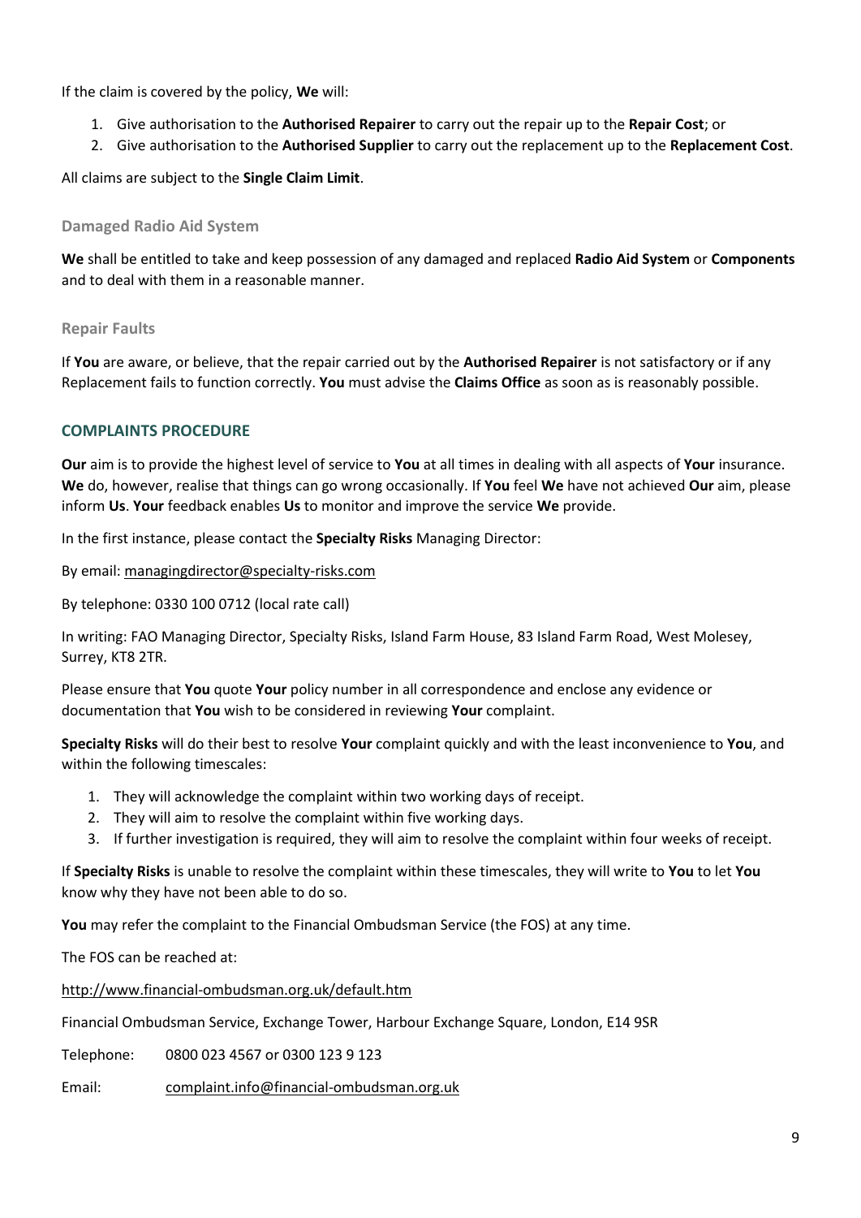If the claim is covered by the policy, **We** will:

1. Give authorisation to the **Authorised Repairer** to carry out the repair up to the **Repair Cost**; or
2. Give authorisation to the **Authorised Supplier** to carry out the replacement up to the **Replacement Cost**.

All claims are subject to the **Single Claim Limit**.

### Damaged Radio Aid System

**We** shall be entitled to take and keep possession of any damaged and replaced **Radio Aid System** or **Components** and to deal with them in a reasonable manner.

### Repair Faults

If **You** are aware, or believe, that the repair carried out by the **Authorised Repairer** is not satisfactory or if any Replacement fails to function correctly. **You** must advise the **Claims Office** as soon as is reasonably possible.

## COMPLAINTS PROCEDURE

**Our** aim is to provide the highest level of service to **You** at all times in dealing with all aspects of **Your** insurance. **We** do, however, realise that things can go wrong occasionally. If **You** feel **We** have not achieved **Our** aim, please inform **Us**. **Your** feedback enables **Us** to monitor and improve the service **We** provide.

In the first instance, please contact the **Specialty Risks** Managing Director:

By email: managingdirector@specialty-risks.com

By telephone: 0330 100 0712 (local rate call)

In writing: FAO Managing Director, Specialty Risks, Island Farm House, 83 Island Farm Road, West Molesey, Surrey, KT8 2TR.

Please ensure that **You** quote **Your** policy number in all correspondence and enclose any evidence or documentation that **You** wish to be considered in reviewing **Your** complaint.

**Specialty Risks** will do their best to resolve **Your** complaint quickly and with the least inconvenience to **You**, and within the following timescales:

1. They will acknowledge the complaint within two working days of receipt.
2. They will aim to resolve the complaint within five working days.
3. If further investigation is required, they will aim to resolve the complaint within four weeks of receipt.

If **Specialty Risks** is unable to resolve the complaint within these timescales, they will write to **You** to let **You** know why they have not been able to do so.

**You** may refer the complaint to the Financial Ombudsman Service (the FOS) at any time.

The FOS can be reached at:

http://www.financial-ombudsman.org.uk/default.htm

Financial Ombudsman Service, Exchange Tower, Harbour Exchange Square, London, E14 9SR

Telephone: 0800 023 4567 or 0300 123 9 123

Email: complaint.info@financial-ombudsman.org.uk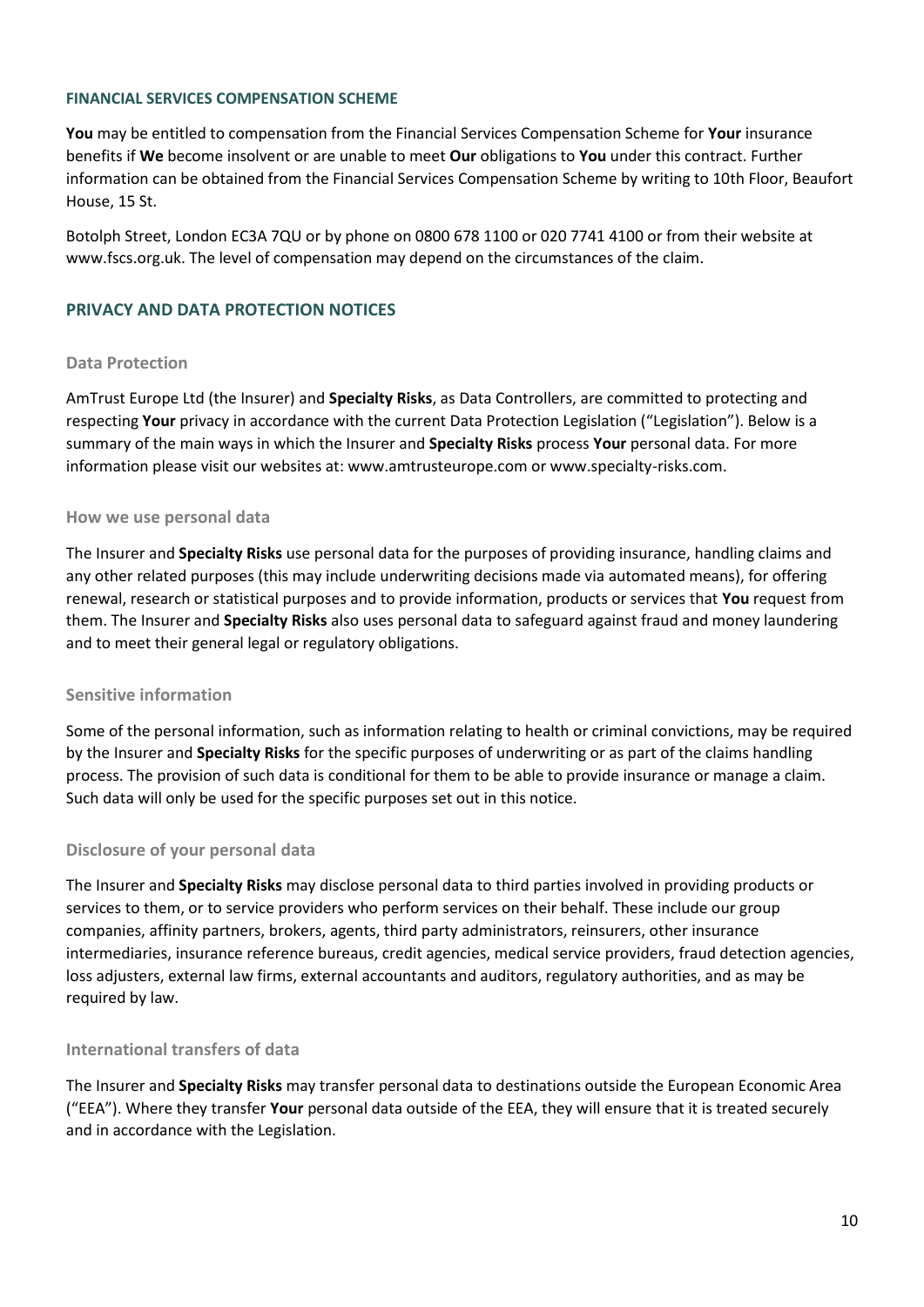## FINANCIAL SERVICES COMPENSATION SCHEME

**You** may be entitled to compensation from the Financial Services Compensation Scheme for **Your** insurance benefits if **We** become insolvent or are unable to meet **Our** obligations to **You** under this contract. Further information can be obtained from the Financial Services Compensation Scheme by writing to 10th Floor, Beaufort House, 15 St.

Botolph Street, London EC3A 7QU or by phone on 0800 678 1100 or 020 7741 4100 or from their website at www.fscs.org.uk. The level of compensation may depend on the circumstances of the claim.

## PRIVACY AND DATA PROTECTION NOTICES

### Data Protection

AmTrust Europe Ltd (the Insurer) and **Specialty Risks**, as Data Controllers, are committed to protecting and respecting **Your** privacy in accordance with the current Data Protection Legislation ("Legislation"). Below is a summary of the main ways in which the Insurer and **Specialty Risks** process **Your** personal data. For more information please visit our websites at: www.amtrusteurope.com or www.specialty-risks.com.

### How we use personal data

The Insurer and **Specialty Risks** use personal data for the purposes of providing insurance, handling claims and any other related purposes (this may include underwriting decisions made via automated means), for offering renewal, research or statistical purposes and to provide information, products or services that **You** request from them. The Insurer and **Specialty Risks** also uses personal data to safeguard against fraud and money laundering and to meet their general legal or regulatory obligations.

### Sensitive information

Some of the personal information, such as information relating to health or criminal convictions, may be required by the Insurer and **Specialty Risks** for the specific purposes of underwriting or as part of the claims handling process. The provision of such data is conditional for them to be able to provide insurance or manage a claim. Such data will only be used for the specific purposes set out in this notice.

### Disclosure of your personal data

The Insurer and **Specialty Risks** may disclose personal data to third parties involved in providing products or services to them, or to service providers who perform services on their behalf. These include our group companies, affinity partners, brokers, agents, third party administrators, reinsurers, other insurance intermediaries, insurance reference bureaus, credit agencies, medical service providers, fraud detection agencies, loss adjusters, external law firms, external accountants and auditors, regulatory authorities, and as may be required by law.

### International transfers of data

The Insurer and **Specialty Risks** may transfer personal data to destinations outside the European Economic Area ("EEA"). Where they transfer **Your** personal data outside of the EEA, they will ensure that it is treated securely and in accordance with the Legislation.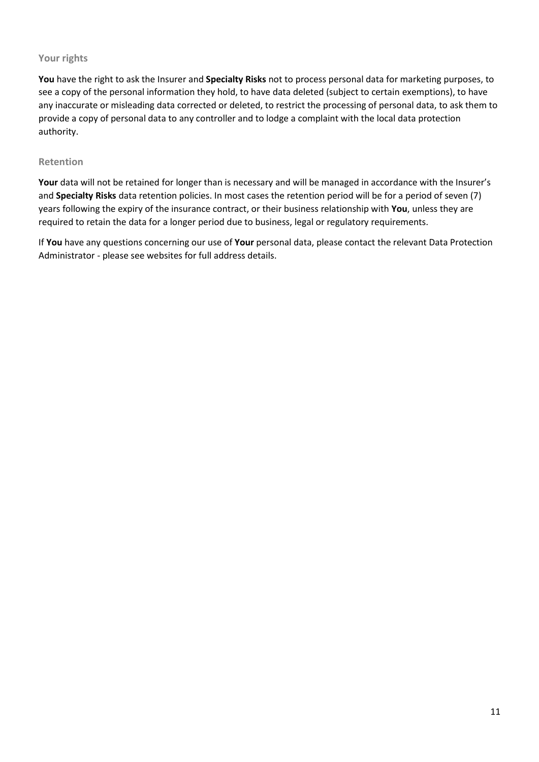### Your rights

**You** have the right to ask the Insurer and **Specialty Risks** not to process personal data for marketing purposes, to see a copy of the personal information they hold, to have data deleted (subject to certain exemptions), to have any inaccurate or misleading data corrected or deleted, to restrict the processing of personal data, to ask them to provide a copy of personal data to any controller and to lodge a complaint with the local data protection authority.

### Retention

**Your** data will not be retained for longer than is necessary and will be managed in accordance with the Insurer's and **Specialty Risks** data retention policies. In most cases the retention period will be for a period of seven (7) years following the expiry of the insurance contract, or their business relationship with **You**, unless they are required to retain the data for a longer period due to business, legal or regulatory requirements.

If **You** have any questions concerning our use of **Your** personal data, please contact the relevant Data Protection Administrator - please see websites for full address details.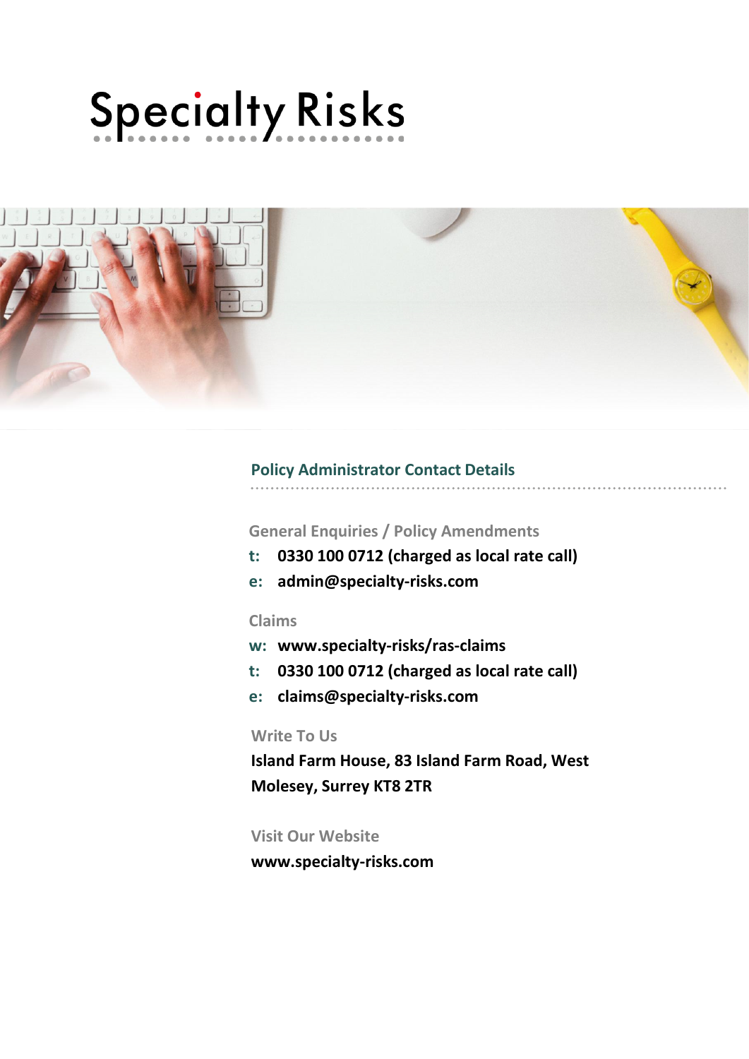Specialty Risks

## Policy Administrator Contact Details

**General Enquiries / Policy Amendments**

- **t:** **0330 100 0712 (charged as local rate call)**
- **e:** **admin@specialty-risks.com**

**Claims**

- **w:** **www.specialty-risks/ras-claims**
- **t:** **0330 100 0712 (charged as local rate call)**
- **e:** **claims@specialty-risks.com**

**Write To Us**

**Island Farm House, 83 Island Farm Road, West Molesey, Surrey KT8 2TR**

**Visit Our Website**

**www.specialty-risks.com**